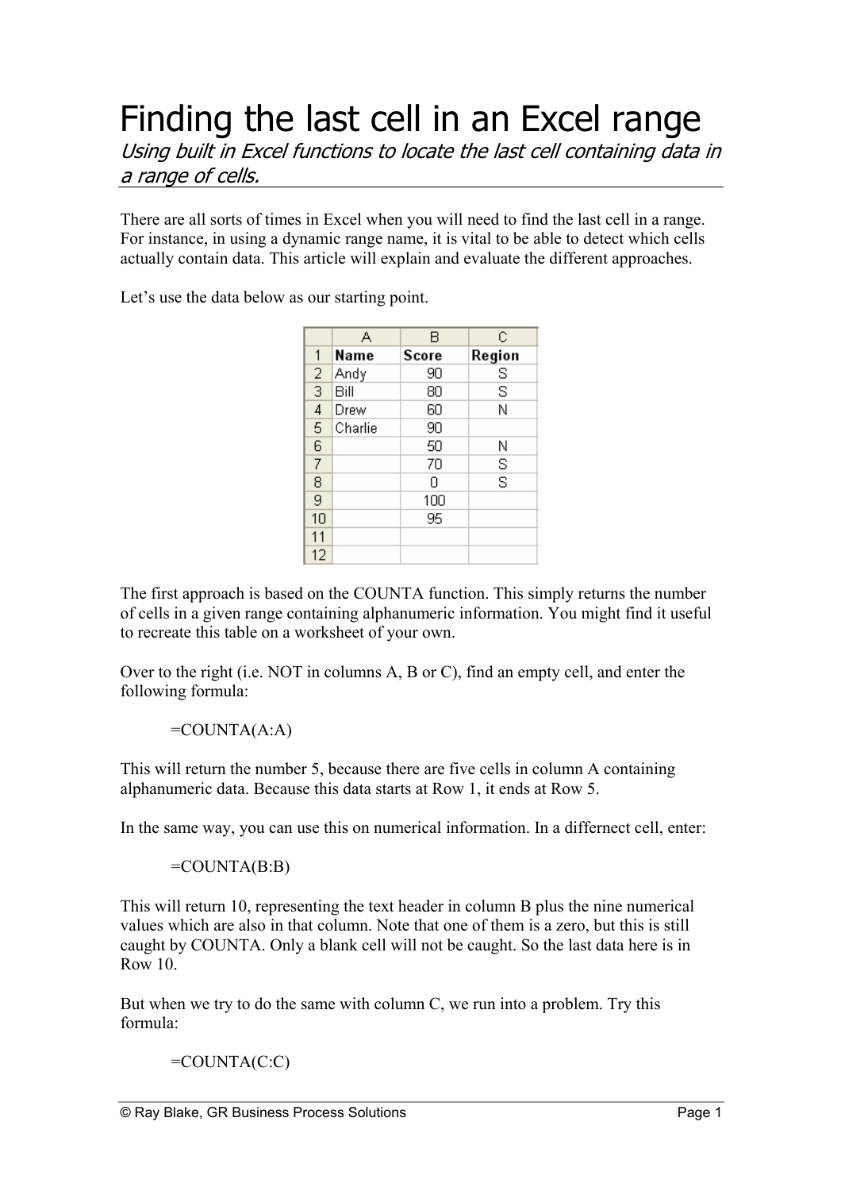# Finding the last cell in an Excel range

*Using built in Excel functions to locate the last cell containing data in a range of cells.*

There are all sorts of times in Excel when you will need to find the last cell in a range. For instance, in using a dynamic range name, it is vital to be able to detect which cells actually contain data. This article will explain and evaluate the different approaches.

Let's use the data below as our starting point.

| | A | B | C |
|---|---|---|---|
| 1 | **Name** | **Score** | **Region** |
| 2 | Andy | 90 | S |
| 3 | Bill | 80 | S |
| 4 | Drew | 60 | N |
| 5 | Charlie | 90 | |
| 6 | | 50 | N |
| 7 | | 70 | S |
| 8 | | 0 | S |
| 9 | | 100 | |
| 10 | | 95 | |
| 11 | | | |
| 12 | | | |

The first approach is based on the COUNTA function. This simply returns the number of cells in a given range containing alphanumeric information. You might find it useful to recreate this table on a worksheet of your own.

Over to the right (i.e. NOT in columns A, B or C), find an empty cell, and enter the following formula:

```
=COUNTA(A:A)
```

This will return the number 5, because there are five cells in column A containing alphanumeric data. Because this data starts at Row 1, it ends at Row 5.

In the same way, you can use this on numerical information. In a differnect cell, enter:

```
=COUNTA(B:B)
```

This will return 10, representing the text header in column B plus the nine numerical values which are also in that column. Note that one of them is a zero, but this is still caught by COUNTA. Only a blank cell will not be caught. So the last data here is in Row 10.

But when we try to do the same with column C, we run into a problem. Try this formula:

```
=COUNTA(C:C)
```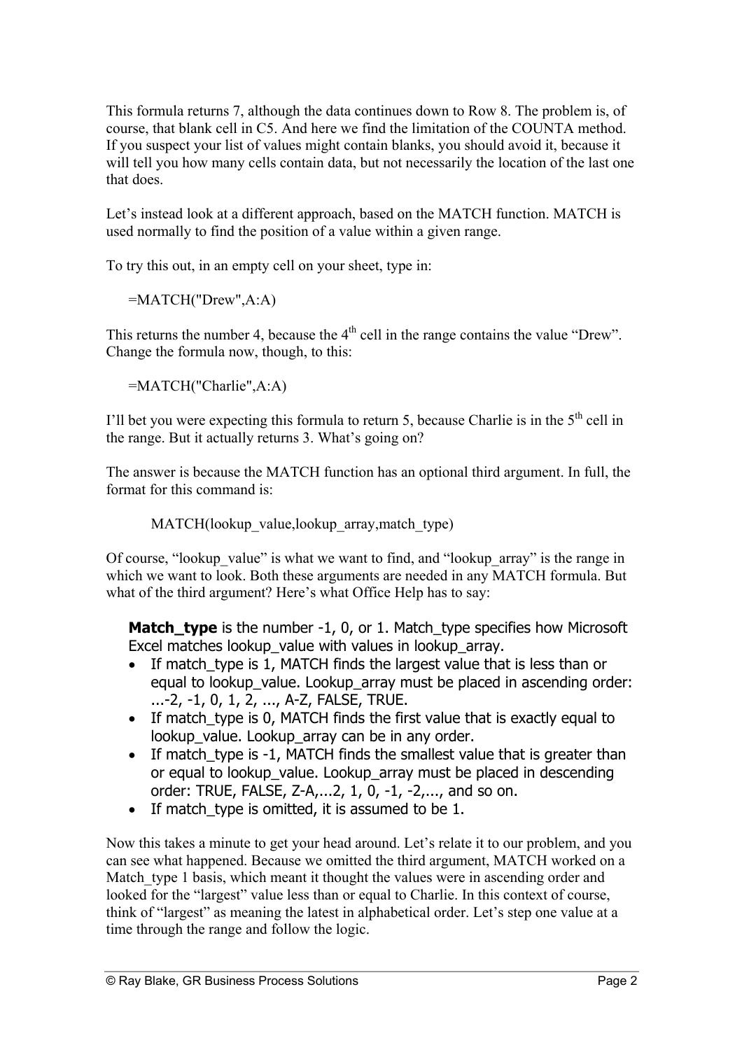This formula returns 7, although the data continues down to Row 8. The problem is, of course, that blank cell in C5. And here we find the limitation of the COUNTA method. If you suspect your list of values might contain blanks, you should avoid it, because it will tell you how many cells contain data, but not necessarily the location of the last one that does.

Let's instead look at a different approach, based on the MATCH function. MATCH is used normally to find the position of a value within a given range.

To try this out, in an empty cell on your sheet, type in:

```
=MATCH("Drew",A:A)
```

This returns the number 4, because the 4th cell in the range contains the value "Drew". Change the formula now, though, to this:

```
=MATCH("Charlie",A:A)
```

I'll bet you were expecting this formula to return 5, because Charlie is in the 5th cell in the range. But it actually returns 3. What's going on?

The answer is because the MATCH function has an optional third argument. In full, the format for this command is:

```
MATCH(lookup_value,lookup_array,match_type)
```

Of course, "lookup_value" is what we want to find, and "lookup_array" is the range in which we want to look. Both these arguments are needed in any MATCH formula. But what of the third argument? Here's what Office Help has to say:

> **Match_type** is the number -1, 0, or 1. Match_type specifies how Microsoft Excel matches lookup_value with values in lookup_array.
>
> - If match_type is 1, MATCH finds the largest value that is less than or equal to lookup_value. Lookup_array must be placed in ascending order: ...-2, -1, 0, 1, 2, ..., A-Z, FALSE, TRUE.
> - If match_type is 0, MATCH finds the first value that is exactly equal to lookup_value. Lookup_array can be in any order.
> - If match_type is -1, MATCH finds the smallest value that is greater than or equal to lookup_value. Lookup_array must be placed in descending order: TRUE, FALSE, Z-A,...2, 1, 0, -1, -2,..., and so on.
> - If match_type is omitted, it is assumed to be 1.

Now this takes a minute to get your head around. Let's relate it to our problem, and you can see what happened. Because we omitted the third argument, MATCH worked on a Match_type 1 basis, which meant it thought the values were in ascending order and looked for the "largest" value less than or equal to Charlie. In this context of course, think of "largest" as meaning the latest in alphabetical order. Let's step one value at a time through the range and follow the logic.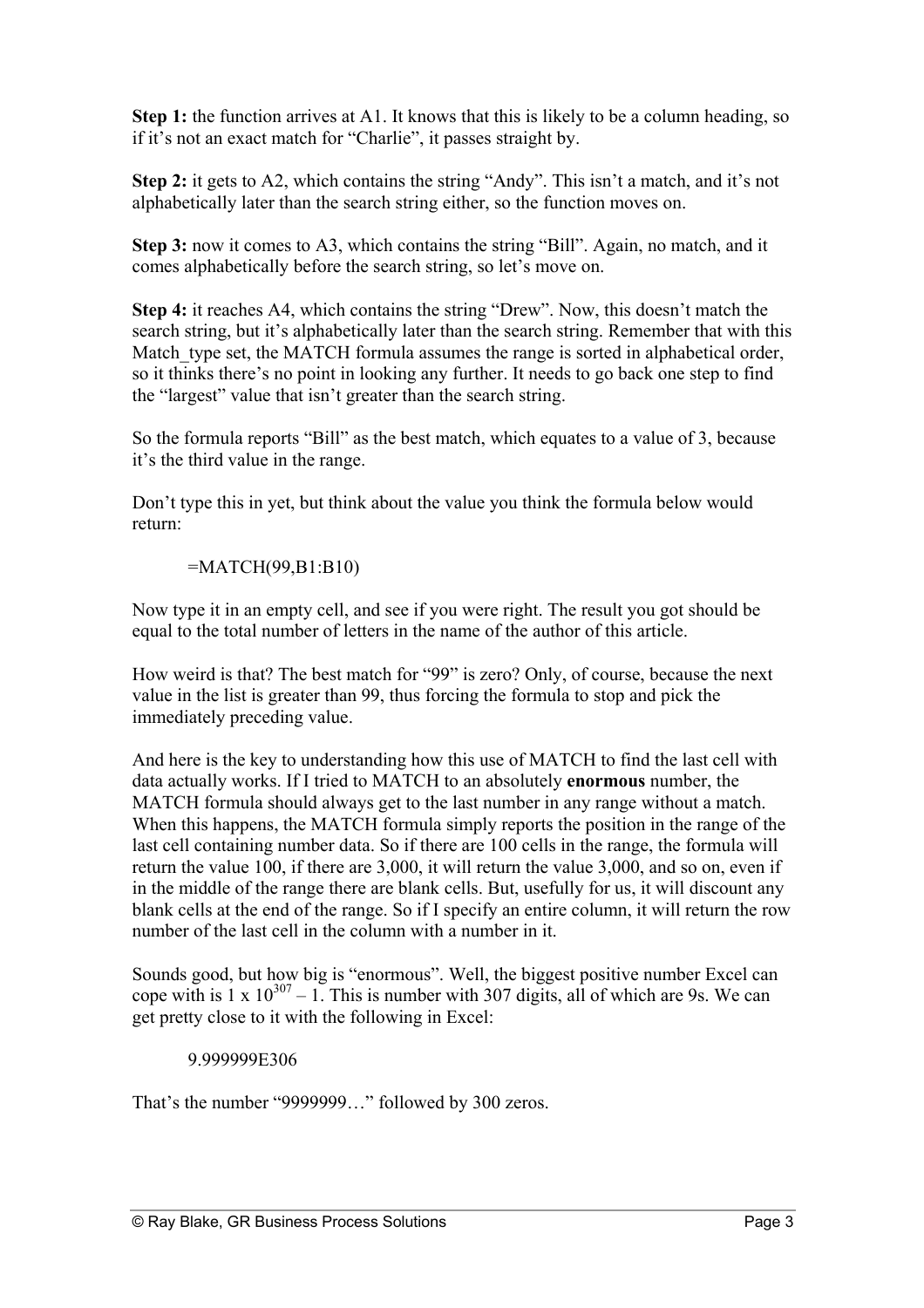**Step 1:** the function arrives at A1. It knows that this is likely to be a column heading, so if it's not an exact match for "Charlie", it passes straight by.

**Step 2:** it gets to A2, which contains the string "Andy". This isn't a match, and it's not alphabetically later than the search string either, so the function moves on.

**Step 3:** now it comes to A3, which contains the string "Bill". Again, no match, and it comes alphabetically before the search string, so let's move on.

**Step 4:** it reaches A4, which contains the string "Drew". Now, this doesn't match the search string, but it's alphabetically later than the search string. Remember that with this Match_type set, the MATCH formula assumes the range is sorted in alphabetical order, so it thinks there's no point in looking any further. It needs to go back one step to find the "largest" value that isn't greater than the search string.

So the formula reports "Bill" as the best match, which equates to a value of 3, because it's the third value in the range.

Don't type this in yet, but think about the value you think the formula below would return:

```
=MATCH(99,B1:B10)
```

Now type it in an empty cell, and see if you were right. The result you got should be equal to the total number of letters in the name of the author of this article.

How weird is that? The best match for "99" is zero? Only, of course, because the next value in the list is greater than 99, thus forcing the formula to stop and pick the immediately preceding value.

And here is the key to understanding how this use of MATCH to find the last cell with data actually works. If I tried to MATCH to an absolutely **enormous** number, the MATCH formula should always get to the last number in any range without a match. When this happens, the MATCH formula simply reports the position in the range of the last cell containing number data. So if there are 100 cells in the range, the formula will return the value 100, if there are 3,000, it will return the value 3,000, and so on, even if in the middle of the range there are blank cells. But, usefully for us, it will discount any blank cells at the end of the range. So if I specify an entire column, it will return the row number of the last cell in the column with a number in it.

Sounds good, but how big is "enormous". Well, the biggest positive number Excel can cope with is $1 \times 10^{307} - 1$. This is number with 307 digits, all of which are 9s. We can get pretty close to it with the following in Excel:

```
9.999999E306
```

That's the number "9999999…" followed by 300 zeros.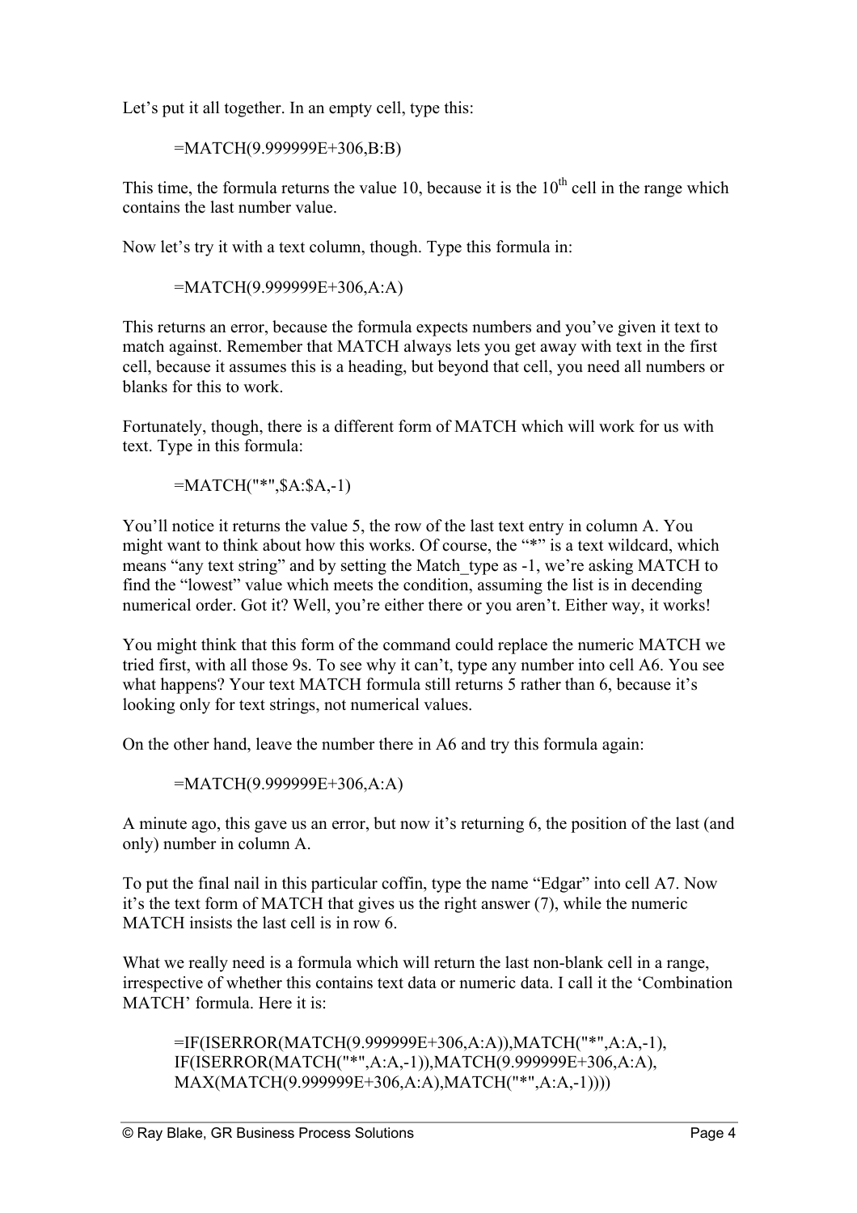Let's put it all together. In an empty cell, type this:

```
=MATCH(9.999999E+306,B:B)
```

This time, the formula returns the value 10, because it is the 10th cell in the range which contains the last number value.

Now let's try it with a text column, though. Type this formula in:

```
=MATCH(9.999999E+306,A:A)
```

This returns an error, because the formula expects numbers and you've given it text to match against. Remember that MATCH always lets you get away with text in the first cell, because it assumes this is a heading, but beyond that cell, you need all numbers or blanks for this to work.

Fortunately, though, there is a different form of MATCH which will work for us with text. Type in this formula:

```
=MATCH("*",$A:$A,-1)
```

You'll notice it returns the value 5, the row of the last text entry in column A. You might want to think about how this works. Of course, the "*" is a text wildcard, which means "any text string" and by setting the Match_type as -1, we're asking MATCH to find the "lowest" value which meets the condition, assuming the list is in decending numerical order. Got it? Well, you're either there or you aren't. Either way, it works!

You might think that this form of the command could replace the numeric MATCH we tried first, with all those 9s. To see why it can't, type any number into cell A6. You see what happens? Your text MATCH formula still returns 5 rather than 6, because it's looking only for text strings, not numerical values.

On the other hand, leave the number there in A6 and try this formula again:

```
=MATCH(9.999999E+306,A:A)
```

A minute ago, this gave us an error, but now it's returning 6, the position of the last (and only) number in column A.

To put the final nail in this particular coffin, type the name "Edgar" into cell A7. Now it's the text form of MATCH that gives us the right answer (7), while the numeric MATCH insists the last cell is in row 6.

What we really need is a formula which will return the last non-blank cell in a range, irrespective of whether this contains text data or numeric data. I call it the 'Combination MATCH' formula. Here it is:

```
=IF(ISERROR(MATCH(9.999999E+306,A:A)),MATCH("*",A:A,-1),
IF(ISERROR(MATCH("*",A:A,-1)),MATCH(9.999999E+306,A:A),
MAX(MATCH(9.999999E+306,A:A),MATCH("*",A:A,-1))))
```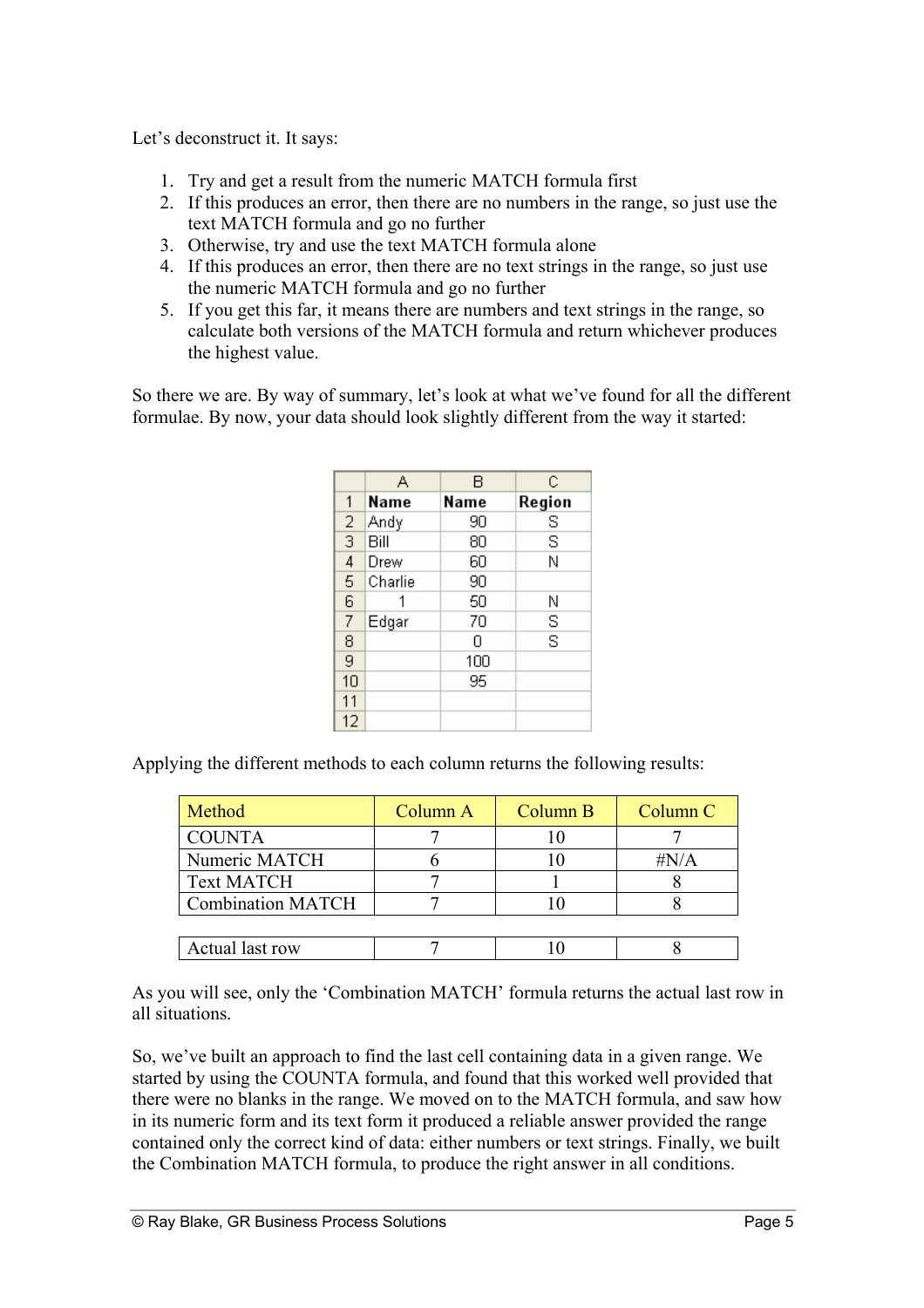Let's deconstruct it. It says:

1. Try and get a result from the numeric MATCH formula first
2. If this produces an error, then there are no numbers in the range, so just use the text MATCH formula and go no further
3. Otherwise, try and use the text MATCH formula alone
4. If this produces an error, then there are no text strings in the range, so just use the numeric MATCH formula and go no further
5. If you get this far, it means there are numbers and text strings in the range, so calculate both versions of the MATCH formula and return whichever produces the highest value.

So there we are. By way of summary, let's look at what we've found for all the different formulae. By now, your data should look slightly different from the way it started:

| | A | B | C |
|---|---|---|---|
| 1 | **Name** | **Name** | **Region** |
| 2 | Andy | 90 | S |
| 3 | Bill | 80 | S |
| 4 | Drew | 60 | N |
| 5 | Charlie | 90 | |
| 6 | 1 | 50 | N |
| 7 | Edgar | 70 | S |
| 8 | | 0 | S |
| 9 | | 100 | |
| 10 | | 95 | |
| 11 | | | |
| 12 | | | |

Applying the different methods to each column returns the following results:

| Method | Column A | Column B | Column C |
|---|---|---|---|
| COUNTA | 7 | 10 | 7 |
| Numeric MATCH | 6 | 10 | #N/A |
| Text MATCH | 7 | 1 | 8 |
| Combination MATCH | 7 | 10 | 8 |
| | | | |
| Actual last row | 7 | 10 | 8 |

As you will see, only the 'Combination MATCH' formula returns the actual last row in all situations.

So, we've built an approach to find the last cell containing data in a given range. We started by using the COUNTA formula, and found that this worked well provided that there were no blanks in the range. We moved on to the MATCH formula, and saw how in its numeric form and its text form it produced a reliable answer provided the range contained only the correct kind of data: either numbers or text strings. Finally, we built the Combination MATCH formula, to produce the right answer in all conditions.

© Ray Blake, GR Business Process Solutions